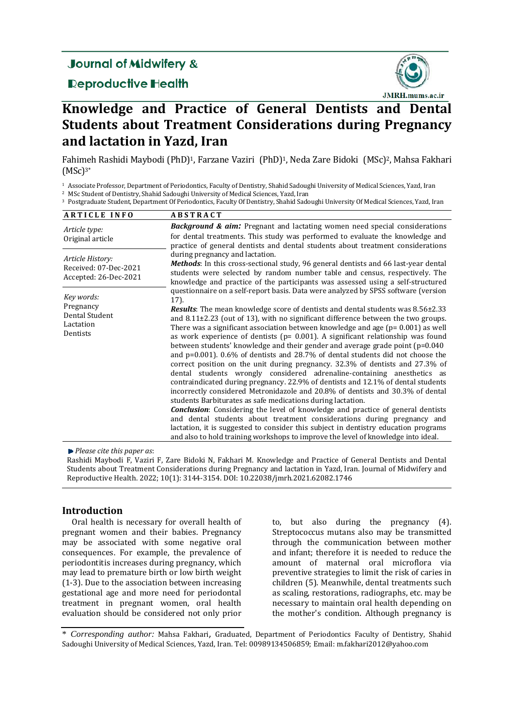# Knowledge and Practice of General Dentists and Dental Students about Treatment Considerations during Pregnancy and lactation in Yazd, Iran

Fahimeh Rashidi Maybodi (PhD)[1], Farzane Vaziri (PhD)[1], Neda Zare Bidoki (MSc)[2], Mahsa Fakhari (MSc)[3*]

[1] Associate Professor, Department of Periodontics, Faculty of Dentistry, Shahid Sadoughi University of Medical Sciences, Yazd, Iran
[2] MSc Student of Dentistry, Shahid Sadoughi University of Medical Sciences, Yazd, Iran
[3] Postgraduate Student, Department Of Periodontics, Faculty Of Dentistry, Shahid Sadoughi University Of Medical Sciences, Yazd, Iran

**ARTICLE INFO**

*Article type:*
Original article

*Article History:*
Received: 07-Dec-2021
Accepted: 26-Dec-2021

*Key words:*
Pregnancy
Dental Student
Lactation
Dentists

**ABSTRACT**

***Background & aim:*** Pregnant and lactating women need special considerations for dental treatments. This study was performed to evaluate the knowledge and practice of general dentists and dental students about treatment considerations during pregnancy and lactation.

***Methods***: In this cross-sectional study, 96 general dentists and 66 last-year dental students were selected by random number table and census, respectively. The knowledge and practice of the participants was assessed using a self-structured questionnaire on a self-report basis. Data were analyzed by SPSS software (version 17).

***Results***: The mean knowledge score of dentists and dental students was 8.56±2.33 and 8.11±2.23 (out of 13), with no significant difference between the two groups. There was a significant association between knowledge and age (p= 0.001) as well as work experience of dentists (p= 0.001). A significant relationship was found between students' knowledge and their gender and average grade point (p=0.040 and p=0.001). 0.6% of dentists and 28.7% of dental students did not choose the correct position on the unit during pregnancy. 32.3% of dentists and 27.3% of dental students wrongly considered adrenaline-containing anesthetics as contraindicated during pregnancy. 22.9% of dentists and 12.1% of dental students incorrectly considered Metronidazole and 20.8% of dentists and 30.3% of dental students Barbiturates as safe medications during lactation.

***Conclusion***: Considering the level of knowledge and practice of general dentists and dental students about treatment considerations during pregnancy and lactation, it is suggested to consider this subject in dentistry education programs and also to hold training workshops to improve the level of knowledge into ideal.

*Please cite this paper as*:
Rashidi Maybodi F, Vaziri F, Zare Bidoki N, Fakhari M. Knowledge and Practice of General Dentists and Dental Students about Treatment Considerations during Pregnancy and lactation in Yazd, Iran. Journal of Midwifery and Reproductive Health. 2022; 10(1): 3144-3154. DOI: 10.22038/jmrh.2021.62082.1746

## Introduction

Oral health is necessary for overall health of pregnant women and their babies. Pregnancy may be associated with some negative oral consequences. For example, the prevalence of periodontitis increases during pregnancy, which may lead to premature birth or low birth weight (1-3). Due to the association between increasing gestational age and more need for periodontal treatment in pregnant women, oral health evaluation should be considered not only prior to, but also during the pregnancy (4). Streptococcus mutans also may be transmitted through the communication between mother and infant; therefore it is needed to reduce the amount of maternal oral microflora via preventive strategies to limit the risk of caries in children (5). Meanwhile, dental treatments such as scaling, restorations, radiographs, etc. may be necessary to maintain oral health depending on the mother's condition. Although pregnancy is

\* *Corresponding author:* Mahsa Fakhari, Graduated, Department of Periodontics Faculty of Dentistry, Shahid Sadoughi University of Medical Sciences, Yazd, Iran. Tel: 00989134506859; Email: m.fakhari2012@yahoo.com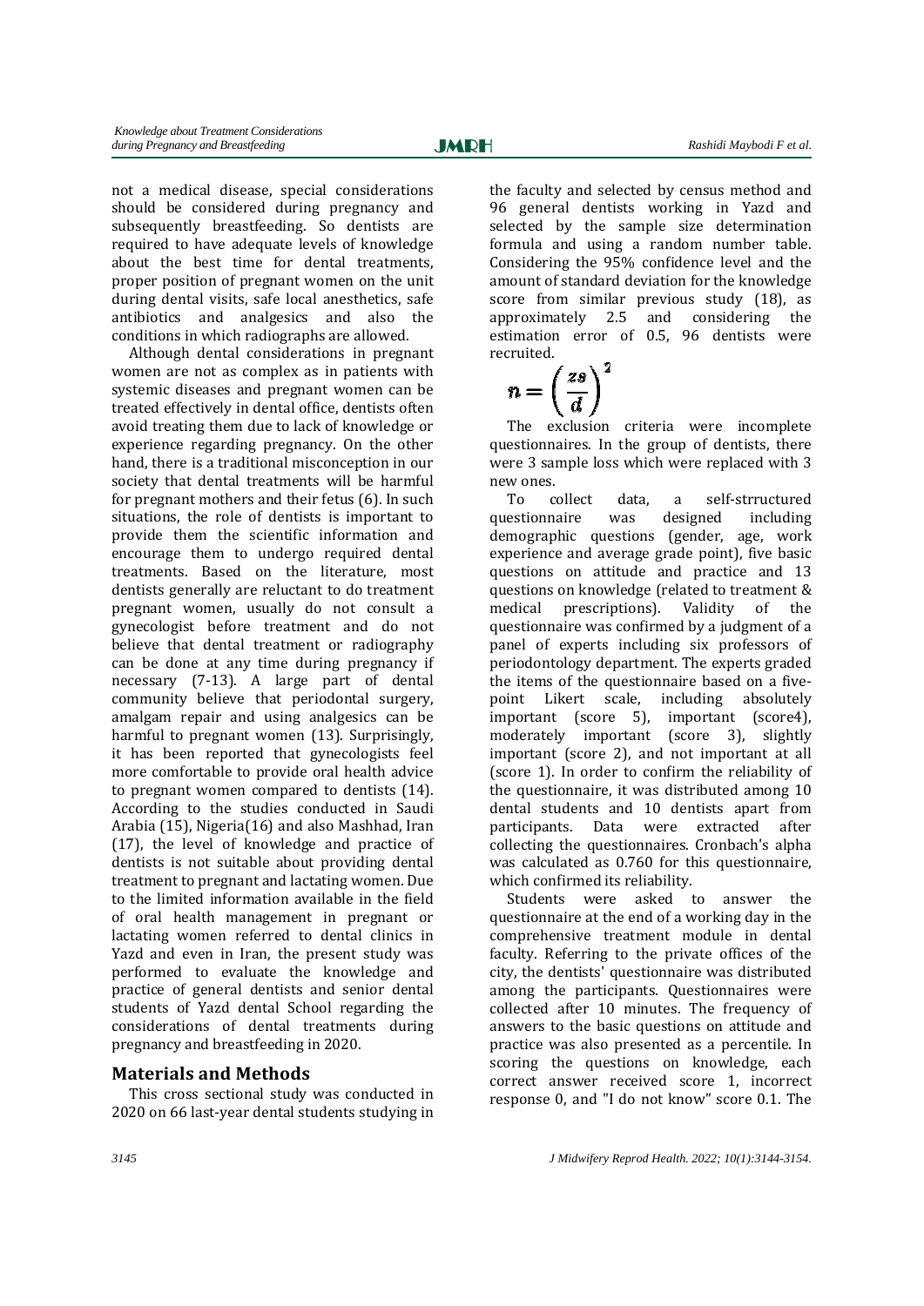not a medical disease, special considerations should be considered during pregnancy and subsequently breastfeeding. So dentists are required to have adequate levels of knowledge about the best time for dental treatments, proper position of pregnant women on the unit during dental visits, safe local anesthetics, safe antibiotics and analgesics and also the conditions in which radiographs are allowed.

Although dental considerations in pregnant women are not as complex as in patients with systemic diseases and pregnant women can be treated effectively in dental office, dentists often avoid treating them due to lack of knowledge or experience regarding pregnancy. On the other hand, there is a traditional misconception in our society that dental treatments will be harmful for pregnant mothers and their fetus (6). In such situations, the role of dentists is important to provide them the scientific information and encourage them to undergo required dental treatments. Based on the literature, most dentists generally are reluctant to do treatment pregnant women, usually do not consult a gynecologist before treatment and do not believe that dental treatment or radiography can be done at any time during pregnancy if necessary (7-13). A large part of dental community believe that periodontal surgery, amalgam repair and using analgesics can be harmful to pregnant women (13). Surprisingly, it has been reported that gynecologists feel more comfortable to provide oral health advice to pregnant women compared to dentists (14). According to the studies conducted in Saudi Arabia (15), Nigeria(16) and also Mashhad, Iran (17), the level of knowledge and practice of dentists is not suitable about providing dental treatment to pregnant and lactating women. Due to the limited information available in the field of oral health management in pregnant or lactating women referred to dental clinics in Yazd and even in Iran, the present study was performed to evaluate the knowledge and practice of general dentists and senior dental students of Yazd dental School regarding the considerations of dental treatments during pregnancy and breastfeeding in 2020.

## Materials and Methods

This cross sectional study was conducted in 2020 on 66 last-year dental students studying in the faculty and selected by census method and 96 general dentists working in Yazd and selected by the sample size determination formula and using a random number table. Considering the 95% confidence level and the amount of standard deviation for the knowledge score from similar previous study (18), as approximately 2.5 and considering the estimation error of 0.5, 96 dentists were recruited.

$$n = \left(\frac{zs}{d}\right)^2$$

The exclusion criteria were incomplete questionnaires. In the group of dentists, there were 3 sample loss which were replaced with 3 new ones.

To collect data, a self-strructured questionnaire was designed including demographic questions (gender, age, work experience and average grade point), five basic questions on attitude and practice and 13 questions on knowledge (related to treatment & medical prescriptions). Validity of the questionnaire was confirmed by a judgment of a panel of experts including six professors of periodontology department. The experts graded the items of the questionnaire based on a five-point Likert scale, including absolutely important (score 5), important (score4), moderately important (score 3), slightly important (score 2), and not important at all (score 1). In order to confirm the reliability of the questionnaire, it was distributed among 10 dental students and 10 dentists apart from participants. Data were extracted after collecting the questionnaires. Cronbach's alpha was calculated as 0.760 for this questionnaire, which confirmed its reliability.

Students were asked to answer the questionnaire at the end of a working day in the comprehensive treatment module in dental faculty. Referring to the private offices of the city, the dentists' questionnaire was distributed among the participants. Questionnaires were collected after 10 minutes. The frequency of answers to the basic questions on attitude and practice was also presented as a percentile. In scoring the questions on knowledge, each correct answer received score 1, incorrect response 0, and "I do not know" score 0.1. The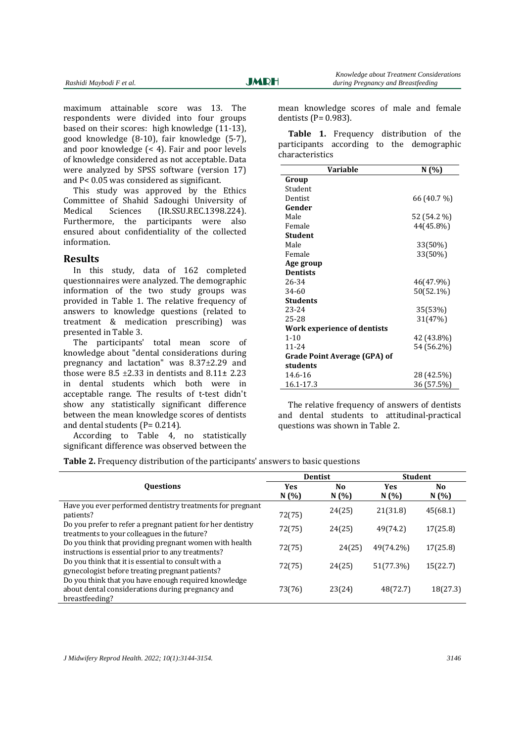maximum attainable score was 13. The respondents were divided into four groups based on their scores: high knowledge (11-13), good knowledge (8-10), fair knowledge (5-7), and poor knowledge (< 4). Fair and poor levels of knowledge considered as not acceptable. Data were analyzed by SPSS software (version 17) and P< 0.05 was considered as significant.

This study was approved by the Ethics Committee of Shahid Sadoughi University of Medical Sciences (IR.SSU.REC.1398.224). Furthermore, the participants were also ensured about confidentiality of the collected information.

## Results

In this study, data of 162 completed questionnaires were analyzed. The demographic information of the two study groups was provided in Table 1. The relative frequency of answers to knowledge questions (related to treatment & medication prescribing) was presented in Table 3.

The participants' total mean score of knowledge about "dental considerations during pregnancy and lactation" was 8.37±2.29 and those were 8.5 ±2.33 in dentists and 8.11± 2.23 in dental students which both were in acceptable range. The results of t-test didn't show any statistically significant difference between the mean knowledge scores of dentists and dental students (P= 0.214).

According to Table 4, no statistically significant difference was observed between the mean knowledge scores of male and female dentists (P= 0.983).

**Table 1.** Frequency distribution of the participants according to the demographic characteristics

| Variable | N (%) |
|---|---|
| **Group** | |
| Student | |
| Dentist | 66 (40.7 %) |
| **Gender** | |
| Male | 52 (54.2 %) |
| Female | 44(45.8%) |
| **Student** | |
| Male | 33(50%) |
| Female | 33(50%) |
| **Age group** | |
| **Dentists** | |
| 26-34 | 46(47.9%) |
| 34-60 | 50(52.1%) |
| **Students** | |
| 23-24 | 35(53%) |
| 25-28 | 31(47%) |
| **Work experience of dentists** | |
| 1-10 | 42 (43.8%) |
| 11-24 | 54 (56.2%) |
| **Grade Point Average (GPA) of students** | |
| 14.6-16 | 28 (42.5%) |
| 16.1-17.3 | 36 (57.5%) |

The relative frequency of answers of dentists and dental students to attitudinal-practical questions was shown in Table 2.

**Table 2.** Frequency distribution of the participants' answers to basic questions

| Questions | Dentist | | Student | |
|---|---|---|---|---|
| | Yes N (%) | No N (%) | Yes N (%) | No N (%) |
| Have you ever performed dentistry treatments for pregnant patients? | 72(75) | 24(25) | 21(31.8) | 45(68.1) |
| Do you prefer to refer a pregnant patient for her dentistry treatments to your colleagues in the future? | 72(75) | 24(25) | 49(74.2) | 17(25.8) |
| Do you think that providing pregnant women with health instructions is essential prior to any treatments? | 72(75) | 24(25) | 49(74.2%) | 17(25.8) |
| Do you think that it is essential to consult with a gynecologist before treating pregnant patients? | 72(75) | 24(25) | 51(77.3%) | 15(22.7) |
| Do you think that you have enough required knowledge about dental considerations during pregnancy and breastfeeding? | 73(76) | 23(24) | 48(72.7) | 18(27.3) |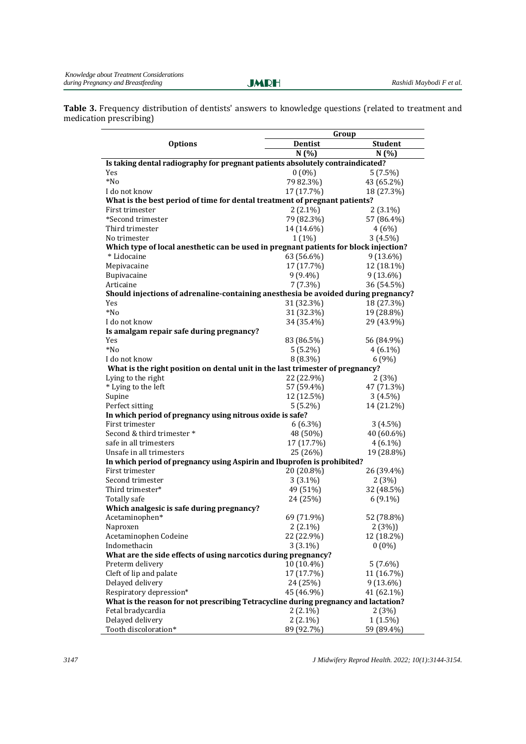**Table 3.** Frequency distribution of dentists' answers to knowledge questions (related to treatment and medication prescribing)

| Options | Group | |
|---|---|---|
| | Dentist | Student |
| | N (%) | N (%) |
| **Is taking dental radiography for pregnant patients absolutely contraindicated?** | | |
| Yes | 0 (0%) | 5 (7.5%) |
| *No | 79 82.3%) | 43 (65.2%) |
| I do not know | 17 (17.7%) | 18 (27.3%) |
| **What is the best period of time for dental treatment of pregnant patients?** | | |
| First trimester | 2 (2.1%) | 2 (3.1%) |
| *Second trimester | 79 (82.3%) | 57 (86.4%) |
| Third trimester | 14 (14.6%) | 4 (6%) |
| No trimester | 1 (1%) | 3 (4.5%) |
| **Which type of local anesthetic can be used in pregnant patients for block injection?** | | |
| * Lidocaine | 63 (56.6%) | 9 (13.6%) |
| Mepivacaine | 17 (17.7%) | 12 (18.1%) |
| Bupivacaine | 9 (9.4%) | 9 (13.6%) |
| Articaine | 7 (7.3%) | 36 (54.5%) |
| **Should injections of adrenaline-containing anesthesia be avoided during pregnancy?** | | |
| Yes | 31 (32.3%) | 18 (27.3%) |
| *No | 31 (32.3%) | 19 (28.8%) |
| I do not know | 34 (35.4%) | 29 (43.9%) |
| **Is amalgam repair safe during pregnancy?** | | |
| Yes | 83 (86.5%) | 56 (84.9%) |
| *No | 5 (5.2%) | 4 (6.1%) |
| I do not know | 8 (8.3%) | 6 (9%) |
| **What is the right position on dental unit in the last trimester of pregnancy?** | | |
| Lying to the right | 22 (22.9%) | 2 (3%) |
| * Lying to the left | 57 (59.4%) | 47 (71.3%) |
| Supine | 12 (12.5%) | 3 (4.5%) |
| Perfect sitting | 5 (5.2%) | 14 (21.2%) |
| **In which period of pregnancy using nitrous oxide is safe?** | | |
| First trimester | 6 (6.3%) | 3 (4.5%) |
| Second & third trimester * | 48 (50%) | 40 (60.6%) |
| safe in all trimesters | 17 (17.7%) | 4 (6.1%) |
| Unsafe in all trimesters | 25 (26%) | 19 (28.8%) |
| **In which period of pregnancy using Aspirin and Ibuprofen is prohibited?** | | |
| First trimester | 20 (20.8%) | 26 (39.4%) |
| Second trimester | 3 (3.1%) | 2 (3%) |
| Third trimester* | 49 (51%) | 32 (48.5%) |
| Totally safe | 24 (25%) | 6 (9.1%) |
| **Which analgesic is safe during pregnancy?** | | |
| Acetaminophen* | 69 (71.9%) | 52 (78.8%) |
| Naproxen | 2 (2.1%) | 2 (3%)) |
| Acetaminophen Codeine | 22 (22.9%) | 12 (18.2%) |
| Indomethacin | 3 (3.1%) | 0 (0%) |
| **What are the side effects of using narcotics during pregnancy?** | | |
| Preterm delivery | 10 (10.4%) | 5 (7.6%) |
| Cleft of lip and palate | 17 (17.7%) | 11 (16.7%) |
| Delayed delivery | 24 (25%) | 9 (13.6%) |
| Respiratory depression* | 45 (46.9%) | 41 (62.1%) |
| **What is the reason for not prescribing Tetracycline during pregnancy and lactation?** | | |
| Fetal bradycardia | 2 (2.1%) | 2 (3%) |
| Delayed delivery | 2 (2.1%) | 1 (1.5%) |
| Tooth discoloration* | 89 (92.7%) | 59 (89.4%) |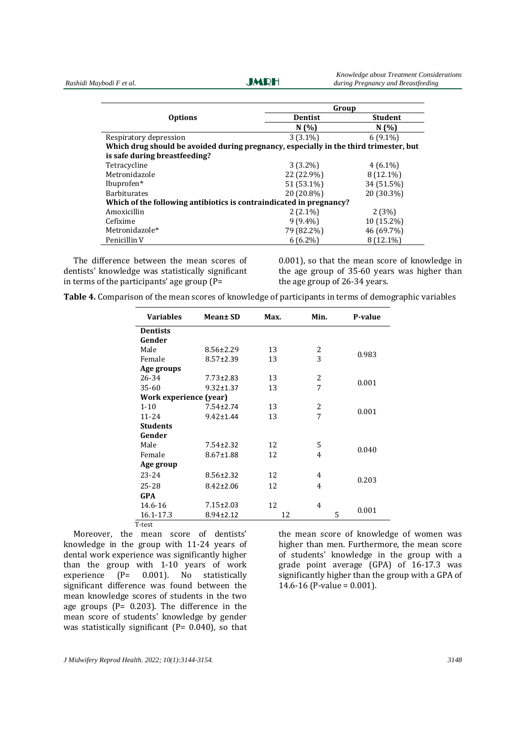| Options | Group | |
|---|---|---|
| | Dentist | Student |
| | N (%) | N (%) |
| Respiratory depression | 3 (3.1%) | 6 (9.1%) |
| **Which drug should be avoided during pregnancy, especially in the third trimester, but is safe during breastfeeding?** | | |
| Tetracycline | 3 (3.2%) | 4 (6.1%) |
| Metronidazole | 22 (22.9%) | 8 (12.1%) |
| Ibuprofen* | 51 (53.1%) | 34 (51.5%) |
| Barbiturates | 20 (20.8%) | 20 (30.3%) |
| **Which of the following antibiotics is contraindicated in pregnancy?** | | |
| Amoxicillin | 2 (2.1%) | 2 (3%) |
| Cefixime | 9 (9.4%) | 10 (15.2%) |
| Metronidazole* | 79 (82.2%) | 46 (69.7%) |
| Penicillin V | 6 (6.2%) | 8 (12.1%) |

The difference between the mean scores of dentists' knowledge was statistically significant in terms of the participants' age group (P= 0.001), so that the mean score of knowledge in the age group of 35-60 years was higher than the age group of 26-34 years.

**Table 4.** Comparison of the mean scores of knowledge of participants in terms of demographic variables

| Variables | Mean± SD | Max. | Min. | P-value |
|---|---|---|---|---|
| **Dentists** | | | | |
| **Gender** | | | | |
| Male | 8.56±2.29 | 13 | 2 | 0.983 |
| Female | 8.57±2.39 | 13 | 3 | |
| **Age groups** | | | | |
| 26-34 | 7.73±2.83 | 13 | 2 | 0.001 |
| 35-60 | 9.32±1.37 | 13 | 7 | |
| **Work experience (year)** | | | | |
| 1-10 | 7.54±2.74 | 13 | 2 | 0.001 |
| 11-24 | 9.42±1.44 | 13 | 7 | |
| **Students** | | | | |
| **Gender** | | | | |
| Male | 7.54±2.32 | 12 | 5 | 0.040 |
| Female | 8.67±1.88 | 12 | 4 | |
| **Age group** | | | | |
| 23-24 | 8.56±2.32 | 12 | 4 | 0.203 |
| 25-28 | 8.42±2.06 | 12 | 4 | |
| **GPA** | | | | |
| 14.6-16 | 7.15±2.03 | 12 | 4 | 0.001 |
| 16.1-17.3 | 8.94±2.12 | 12 | 5 | |

T-test

Moreover, the mean score of dentists' knowledge in the group with 11-24 years of dental work experience was significantly higher than the group with 1-10 years of work experience (P= 0.001). No statistically significant difference was found between the mean knowledge scores of students in the two age groups (P= 0.203). The difference in the mean score of students' knowledge by gender was statistically significant (P= 0.040), so that the mean score of knowledge of women was higher than men. Furthermore, the mean score of students' knowledge in the group with a grade point average (GPA) of 16-17.3 was significantly higher than the group with a GPA of 14.6-16 (P-value = 0.001).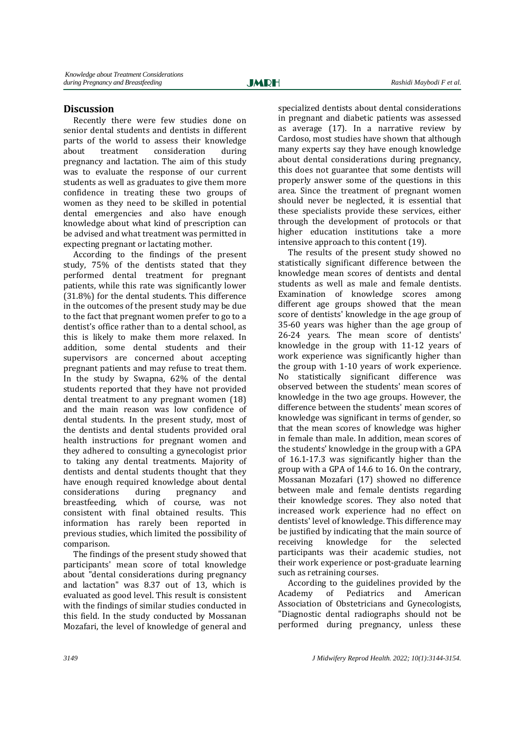## Discussion

Recently there were few studies done on senior dental students and dentists in different parts of the world to assess their knowledge about treatment consideration during pregnancy and lactation. The aim of this study was to evaluate the response of our current students as well as graduates to give them more confidence in treating these two groups of women as they need to be skilled in potential dental emergencies and also have enough knowledge about what kind of prescription can be advised and what treatment was permitted in expecting pregnant or lactating mother.

According to the findings of the present study, 75% of the dentists stated that they performed dental treatment for pregnant patients, while this rate was significantly lower (31.8%) for the dental students. This difference in the outcomes of the present study may be due to the fact that pregnant women prefer to go to a dentist's office rather than to a dental school, as this is likely to make them more relaxed. In addition, some dental students and their supervisors are concerned about accepting pregnant patients and may refuse to treat them. In the study by Swapna, 62% of the dental students reported that they have not provided dental treatment to any pregnant women (18) and the main reason was low confidence of dental students. In the present study, most of the dentists and dental students provided oral health instructions for pregnant women and they adhered to consulting a gynecologist prior to taking any dental treatments. Majority of dentists and dental students thought that they have enough required knowledge about dental considerations during pregnancy and breastfeeding, which of course, was not consistent with final obtained results. This information has rarely been reported in previous studies, which limited the possibility of comparison.

The findings of the present study showed that participants' mean score of total knowledge about "dental considerations during pregnancy and lactation" was 8.37 out of 13, which is evaluated as good level. This result is consistent with the findings of similar studies conducted in this field. In the study conducted by Mossanan Mozafari, the level of knowledge of general and specialized dentists about dental considerations in pregnant and diabetic patients was assessed as average (17). In a narrative review by Cardoso, most studies have shown that although many experts say they have enough knowledge about dental considerations during pregnancy, this does not guarantee that some dentists will properly answer some of the questions in this area. Since the treatment of pregnant women should never be neglected, it is essential that these specialists provide these services, either through the development of protocols or that higher education institutions take a more intensive approach to this content (19).

The results of the present study showed no statistically significant difference between the knowledge mean scores of dentists and dental students as well as male and female dentists. Examination of knowledge scores among different age groups showed that the mean score of dentists' knowledge in the age group of 35-60 years was higher than the age group of 26-24 years. The mean score of dentists' knowledge in the group with 11-12 years of work experience was significantly higher than the group with 1-10 years of work experience. No statistically significant difference was observed between the students' mean scores of knowledge in the two age groups. However, the difference between the students' mean scores of knowledge was significant in terms of gender, so that the mean scores of knowledge was higher in female than male. In addition, mean scores of the students' knowledge in the group with a GPA of 16.1-17.3 was significantly higher than the group with a GPA of 14.6 to 16. On the contrary, Mossanan Mozafari (17) showed no difference between male and female dentists regarding their knowledge scores. They also noted that increased work experience had no effect on dentists' level of knowledge. This difference may be justified by indicating that the main source of receiving knowledge for the selected participants was their academic studies, not their work experience or post-graduate learning such as retraining courses.

According to the guidelines provided by the Academy of Pediatrics and American Association of Obstetricians and Gynecologists, "Diagnostic dental radiographs should not be performed during pregnancy, unless these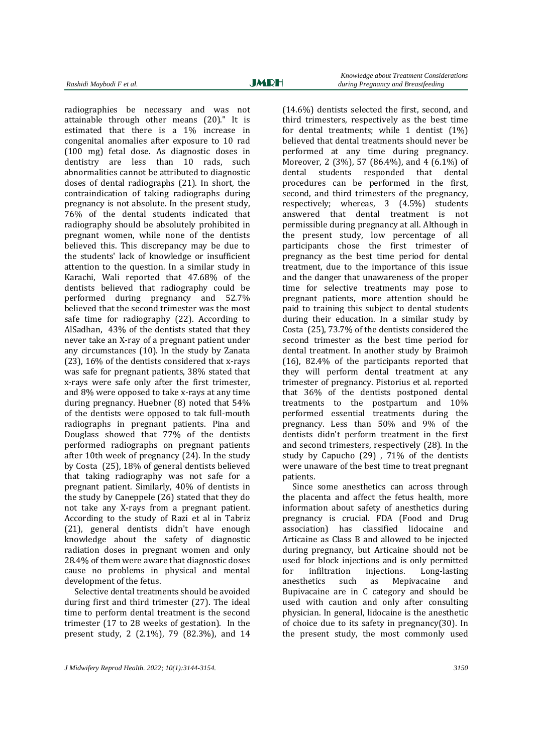radiographies be necessary and was not attainable through other means (20)." It is estimated that there is a 1% increase in congenital anomalies after exposure to 10 rad (100 mg) fetal dose. As diagnostic doses in dentistry are less than 10 rads, such abnormalities cannot be attributed to diagnostic doses of dental radiographs (21). In short, the contraindication of taking radiographs during pregnancy is not absolute. In the present study, 76% of the dental students indicated that radiography should be absolutely prohibited in pregnant women, while none of the dentists believed this. This discrepancy may be due to the students' lack of knowledge or insufficient attention to the question. In a similar study in Karachi, Wali reported that 47.68% of the dentists believed that radiography could be performed during pregnancy and 52.7% believed that the second trimester was the most safe time for radiography (22). According to AlSadhan, 43% of the dentists stated that they never take an X-ray of a pregnant patient under any circumstances (10). In the study by Zanata (23), 16% of the dentists considered that x-rays was safe for pregnant patients, 38% stated that x-rays were safe only after the first trimester, and 8% were opposed to take x-rays at any time during pregnancy. Huebner (8) noted that 54% of the dentists were opposed to tak full-mouth radiographs in pregnant patients. Pina and Douglass showed that 77% of the dentists performed radiographs on pregnant patients after 10th week of pregnancy (24). In the study by Costa (25), 18% of general dentists believed that taking radiography was not safe for a pregnant patient. Similarly, 40% of dentists in the study by Caneppele (26) stated that they do not take any X-rays from a pregnant patient. According to the study of Razi et al in Tabriz (21), general dentists didn't have enough knowledge about the safety of diagnostic radiation doses in pregnant women and only 28.4% of them were aware that diagnostic doses cause no problems in physical and mental development of the fetus.

Selective dental treatments should be avoided during first and third trimester (27). The ideal time to perform dental treatment is the second trimester (17 to 28 weeks of gestation). In the present study, 2 (2.1%), 79 (82.3%), and 14 (14.6%) dentists selected the first, second, and third trimesters, respectively as the best time for dental treatments; while 1 dentist (1%) believed that dental treatments should never be performed at any time during pregnancy. Moreover, 2 (3%), 57 (86.4%), and 4 (6.1%) of dental students responded that dental procedures can be performed in the first, second, and third trimesters of the pregnancy, respectively; whereas, 3 (4.5%) students answered that dental treatment is not permissible during pregnancy at all. Although in the present study, low percentage of all participants chose the first trimester of pregnancy as the best time period for dental treatment, due to the importance of this issue and the danger that unawareness of the proper time for selective treatments may pose to pregnant patients, more attention should be paid to training this subject to dental students during their education. In a similar study by Costa (25), 73.7% of the dentists considered the second trimester as the best time period for dental treatment. In another study by Braimoh (16), 82.4% of the participants reported that they will perform dental treatment at any trimester of pregnancy. Pistorius et al. reported that 36% of the dentists postponed dental treatments to the postpartum and 10% performed essential treatments during the pregnancy. Less than 50% and 9% of the dentists didn't perform treatment in the first and second trimesters, respectively (28). In the study by Capucho (29) , 71% of the dentists were unaware of the best time to treat pregnant patients.

Since some anesthetics can across through the placenta and affect the fetus health, more information about safety of anesthetics during pregnancy is crucial. FDA (Food and Drug association) has classified lidocaine and Articaine as Class B and allowed to be injected during pregnancy, but Articaine should not be used for block injections and is only permitted for infiltration injections. Long-lasting anesthetics such as Mepivacaine and Bupivacaine are in C category and should be used with caution and only after consulting physician. In general, lidocaine is the anesthetic of choice due to its safety in pregnancy(30). In the present study, the most commonly used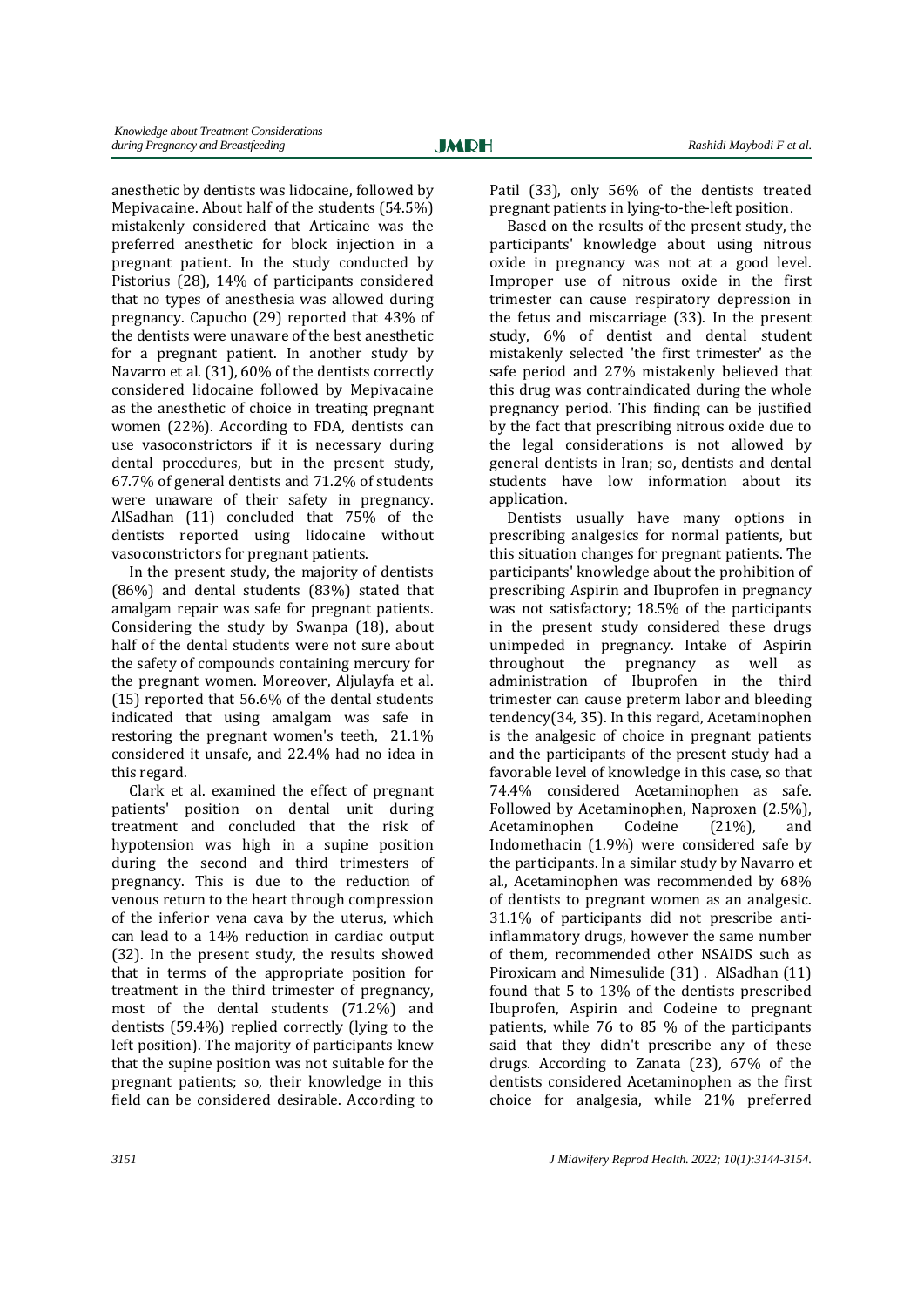anesthetic by dentists was lidocaine, followed by Mepivacaine. About half of the students (54.5%) mistakenly considered that Articaine was the preferred anesthetic for block injection in a pregnant patient. In the study conducted by Pistorius (28), 14% of participants considered that no types of anesthesia was allowed during pregnancy. Capucho (29) reported that 43% of the dentists were unaware of the best anesthetic for a pregnant patient. In another study by Navarro et al. (31), 60% of the dentists correctly considered lidocaine followed by Mepivacaine as the anesthetic of choice in treating pregnant women (22%). According to FDA, dentists can use vasoconstrictors if it is necessary during dental procedures, but in the present study, 67.7% of general dentists and 71.2% of students were unaware of their safety in pregnancy. AlSadhan (11) concluded that 75% of the dentists reported using lidocaine without vasoconstrictors for pregnant patients.

In the present study, the majority of dentists (86%) and dental students (83%) stated that amalgam repair was safe for pregnant patients. Considering the study by Swanpa (18), about half of the dental students were not sure about the safety of compounds containing mercury for the pregnant women. Moreover, Aljulayfa et al. (15) reported that 56.6% of the dental students indicated that using amalgam was safe in restoring the pregnant women's teeth, 21.1% considered it unsafe, and 22.4% had no idea in this regard.

Clark et al. examined the effect of pregnant patients' position on dental unit during treatment and concluded that the risk of hypotension was high in a supine position during the second and third trimesters of pregnancy. This is due to the reduction of venous return to the heart through compression of the inferior vena cava by the uterus, which can lead to a 14% reduction in cardiac output (32). In the present study, the results showed that in terms of the appropriate position for treatment in the third trimester of pregnancy, most of the dental students (71.2%) and dentists (59.4%) replied correctly (lying to the left position). The majority of participants knew that the supine position was not suitable for the pregnant patients; so, their knowledge in this field can be considered desirable. According to Patil (33), only 56% of the dentists treated pregnant patients in lying-to-the-left position.

Based on the results of the present study, the participants' knowledge about using nitrous oxide in pregnancy was not at a good level. Improper use of nitrous oxide in the first trimester can cause respiratory depression in the fetus and miscarriage (33). In the present study, 6% of dentist and dental student mistakenly selected 'the first trimester' as the safe period and 27% mistakenly believed that this drug was contraindicated during the whole pregnancy period. This finding can be justified by the fact that prescribing nitrous oxide due to the legal considerations is not allowed by general dentists in Iran; so, dentists and dental students have low information about its application.

Dentists usually have many options in prescribing analgesics for normal patients, but this situation changes for pregnant patients. The participants' knowledge about the prohibition of prescribing Aspirin and Ibuprofen in pregnancy was not satisfactory; 18.5% of the participants in the present study considered these drugs unimpeded in pregnancy. Intake of Aspirin throughout the pregnancy as well as administration of Ibuprofen in the third trimester can cause preterm labor and bleeding tendency(34, 35). In this regard, Acetaminophen is the analgesic of choice in pregnant patients and the participants of the present study had a favorable level of knowledge in this case, so that 74.4% considered Acetaminophen as safe. Followed by Acetaminophen, Naproxen (2.5%), Acetaminophen Codeine (21%), and Indomethacin (1.9%) were considered safe by the participants. In a similar study by Navarro et al., Acetaminophen was recommended by 68% of dentists to pregnant women as an analgesic. 31.1% of participants did not prescribe anti-inflammatory drugs, however the same number of them, recommended other NSAIDS such as Piroxicam and Nimesulide (31) . AlSadhan (11) found that 5 to 13% of the dentists prescribed Ibuprofen, Aspirin and Codeine to pregnant patients, while 76 to 85 % of the participants said that they didn't prescribe any of these drugs. According to Zanata (23), 67% of the dentists considered Acetaminophen as the first choice for analgesia, while 21% preferred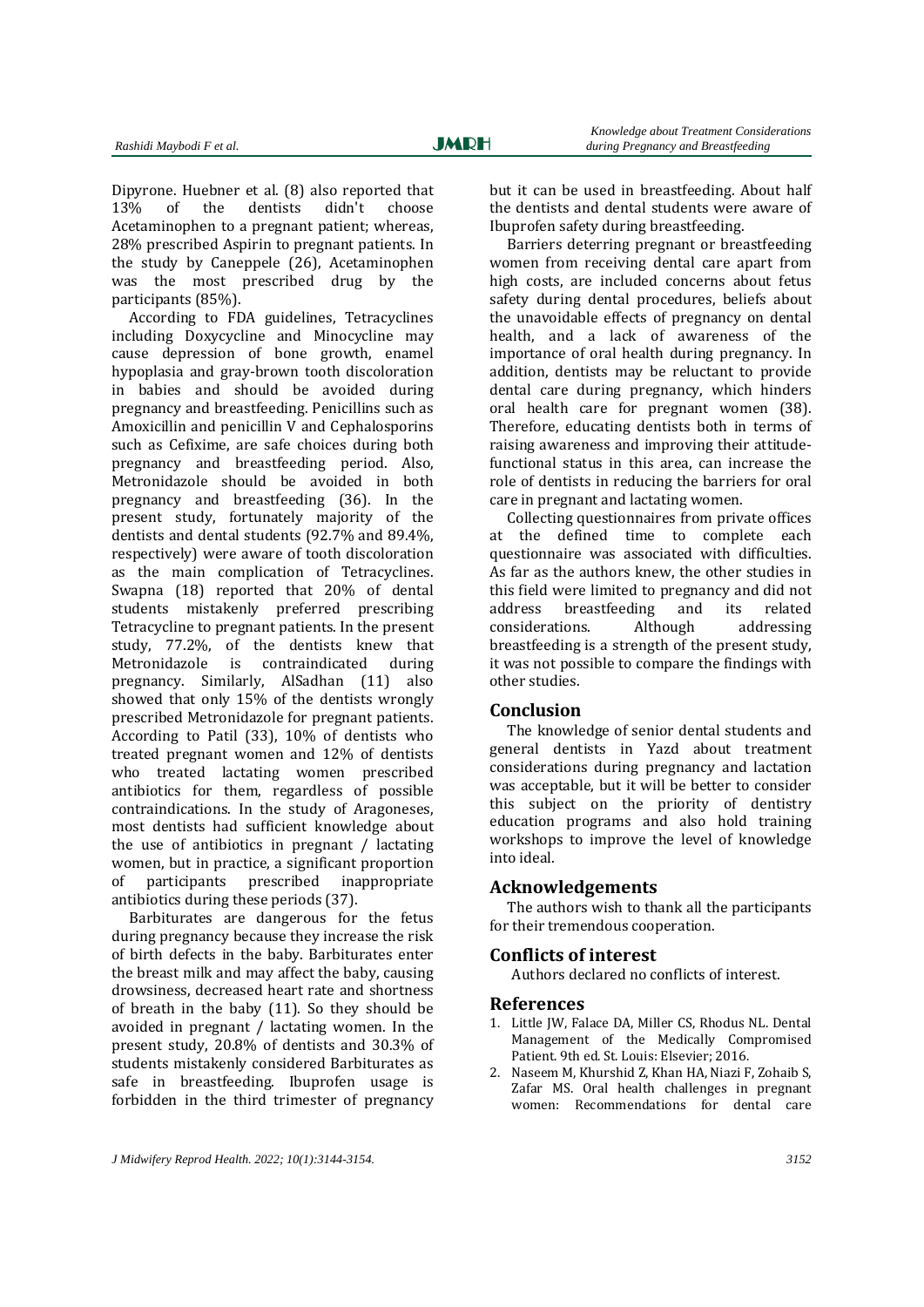Dipyrone. Huebner et al. (8) also reported that 13% of the dentists didn't choose Acetaminophen to a pregnant patient; whereas, 28% prescribed Aspirin to pregnant patients. In the study by Caneppele (26), Acetaminophen was the most prescribed drug by the participants (85%).

According to FDA guidelines, Tetracyclines including Doxycycline and Minocycline may cause depression of bone growth, enamel hypoplasia and gray-brown tooth discoloration in babies and should be avoided during pregnancy and breastfeeding. Penicillins such as Amoxicillin and penicillin V and Cephalosporins such as Cefixime, are safe choices during both pregnancy and breastfeeding period. Also, Metronidazole should be avoided in both pregnancy and breastfeeding (36). In the present study, fortunately majority of the dentists and dental students (92.7% and 89.4%, respectively) were aware of tooth discoloration as the main complication of Tetracyclines. Swapna (18) reported that 20% of dental students mistakenly preferred prescribing Tetracycline to pregnant patients. In the present study, 77.2%, of the dentists knew that Metronidazole is contraindicated during pregnancy. Similarly, AlSadhan (11) also showed that only 15% of the dentists wrongly prescribed Metronidazole for pregnant patients. According to Patil (33), 10% of dentists who treated pregnant women and 12% of dentists who treated lactating women prescribed antibiotics for them, regardless of possible contraindications. In the study of Aragoneses, most dentists had sufficient knowledge about the use of antibiotics in pregnant / lactating women, but in practice, a significant proportion of participants prescribed inappropriate antibiotics during these periods (37).

Barbiturates are dangerous for the fetus during pregnancy because they increase the risk of birth defects in the baby. Barbiturates enter the breast milk and may affect the baby, causing drowsiness, decreased heart rate and shortness of breath in the baby (11). So they should be avoided in pregnant / lactating women. In the present study, 20.8% of dentists and 30.3% of students mistakenly considered Barbiturates as safe in breastfeeding. Ibuprofen usage is forbidden in the third trimester of pregnancy but it can be used in breastfeeding. About half the dentists and dental students were aware of Ibuprofen safety during breastfeeding.

Barriers deterring pregnant or breastfeeding women from receiving dental care apart from high costs, are included concerns about fetus safety during dental procedures, beliefs about the unavoidable effects of pregnancy on dental health, and a lack of awareness of the importance of oral health during pregnancy. In addition, dentists may be reluctant to provide dental care during pregnancy, which hinders oral health care for pregnant women (38). Therefore, educating dentists both in terms of raising awareness and improving their attitude-functional status in this area, can increase the role of dentists in reducing the barriers for oral care in pregnant and lactating women.

Collecting questionnaires from private offices at the defined time to complete each questionnaire was associated with difficulties. As far as the authors knew, the other studies in this field were limited to pregnancy and did not address breastfeeding and its related considerations. Although addressing breastfeeding is a strength of the present study, it was not possible to compare the findings with other studies.

## Conclusion

The knowledge of senior dental students and general dentists in Yazd about treatment considerations during pregnancy and lactation was acceptable, but it will be better to consider this subject on the priority of dentistry education programs and also hold training workshops to improve the level of knowledge into ideal.

## Acknowledgements

The authors wish to thank all the participants for their tremendous cooperation.

## Conflicts of interest

Authors declared no conflicts of interest.

## References

1. Little JW, Falace DA, Miller CS, Rhodus NL. Dental Management of the Medically Compromised Patient. 9th ed. St. Louis: Elsevier; 2016.
2. Naseem M, Khurshid Z, Khan HA, Niazi F, Zohaib S, Zafar MS. Oral health challenges in pregnant women: Recommendations for dental care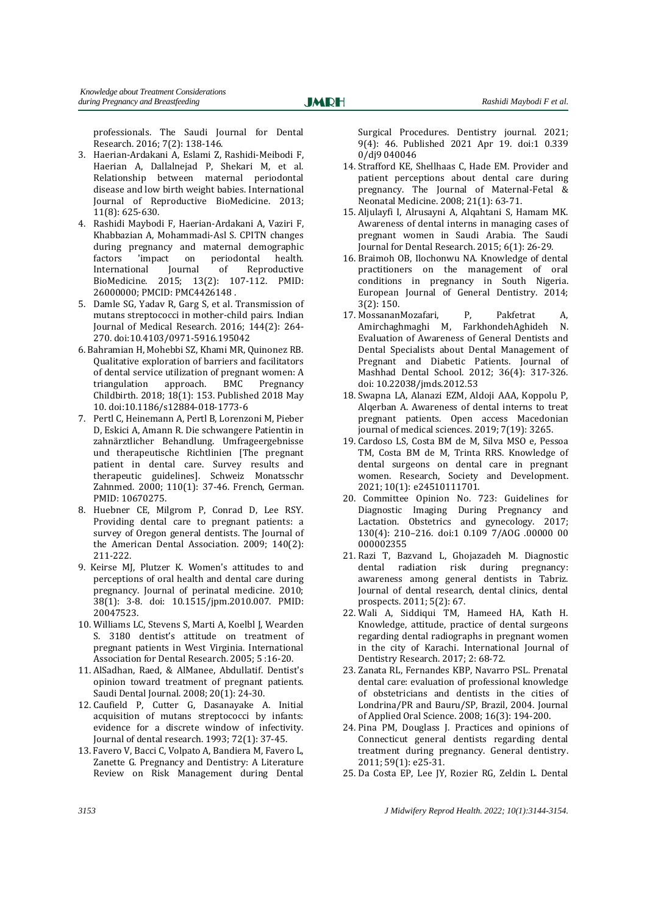professionals. The Saudi Journal for Dental Research. 2016; 7(2): 138-146.

3. Haerian-Ardakani A, Eslami Z, Rashidi-Meibodi F, Haerian A, Dallalnejad P, Shekari M, et al. Relationship between maternal periodontal disease and low birth weight babies. International Journal of Reproductive BioMedicine. 2013; 11(8): 625-630.
4. Rashidi Maybodi F, Haerian-Ardakani A, Vaziri F, Khabbazian A, Mohammadi-Asl S. CPITN changes during pregnancy and maternal demographic factors 'impact on periodontal health. International Journal of Reproductive BioMedicine. 2015; 13(2): 107-112. PMID: 26000000; PMCID: PMC4426148 .
5. Damle SG, Yadav R, Garg S, et al. Transmission of mutans streptococci in mother-child pairs. Indian Journal of Medical Research. 2016; 144(2): 264-270. doi:10.4103/0971-5916.195042
6. Bahramian H, Mohebbi SZ, Khami MR, Quinonez RB. Qualitative exploration of barriers and facilitators of dental service utilization of pregnant women: A triangulation approach. BMC Pregnancy Childbirth. 2018; 18(1): 153. Published 2018 May 10. doi:10.1186/s12884-018-1773-6
7. Pertl C, Heinemann A, Pertl B, Lorenzoni M, Pieber D, Eskici A, Amann R. Die schwangere Patientin in zahnärztlicher Behandlung. Umfrageergebnisse und therapeutische Richtlinien [The pregnant patient in dental care. Survey results and therapeutic guidelines]. Schweiz Monatsschr Zahnmed. 2000; 110(1): 37-46. French, German. PMID: 10670275.
8. Huebner CE, Milgrom P, Conrad D, Lee RSY. Providing dental care to pregnant patients: a survey of Oregon general dentists. The Journal of the American Dental Association. 2009; 140(2): 211-222.
9. Keirse MJ, Plutzer K. Women's attitudes to and perceptions of oral health and dental care during pregnancy. Journal of perinatal medicine. 2010; 38(1): 3-8. doi: 10.1515/jpm.2010.007. PMID: 20047523.
10. Williams LC, Stevens S, Marti A, Koelbl J, Wearden S. 3180 dentist's attitude on treatment of pregnant patients in West Virginia. International Association for Dental Research. 2005; 5 :16-20.
11. AlSadhan, Raed, & AlManee, Abdullatif. Dentist's opinion toward treatment of pregnant patients. Saudi Dental Journal. 2008; 20(1): 24-30.
12. Caufield P, Cutter G, Dasanayake A. Initial acquisition of mutans streptococci by infants: evidence for a discrete window of infectivity. Journal of dental research. 1993; 72(1): 37-45.
13. Favero V, Bacci C, Volpato A, Bandiera M, Favero L, Zanette G. Pregnancy and Dentistry: A Literature Review on Risk Management during Dental Surgical Procedures. Dentistry journal. 2021; 9(4): 46. Published 2021 Apr 19. doi:1 0.339 0/dj9 040046
14. Strafford KE, Shellhaas C, Hade EM. Provider and patient perceptions about dental care during pregnancy. The Journal of Maternal-Fetal & Neonatal Medicine. 2008; 21(1): 63-71.
15. Aljulayfi I, Alrusayni A, Alqahtani S, Hamam MK. Awareness of dental interns in managing cases of pregnant women in Saudi Arabia. The Saudi Journal for Dental Research. 2015; 6(1): 26-29.
16. Braimoh OB, Ilochonwu NA. Knowledge of dental practitioners on the management of oral conditions in pregnancy in South Nigeria. European Journal of General Dentistry. 2014; 3(2): 150.
17. MossananMozafari, P, Pakfetrat A, Amirchaghmaghi M, FarkhondehAghideh N. Evaluation of Awareness of General Dentists and Dental Specialists about Dental Management of Pregnant and Diabetic Patients. Journal of Mashhad Dental School. 2012; 36(4): 317-326. doi: 10.22038/jmds.2012.53
18. Swapna LA, Alanazi EZM, Aldoji AAA, Koppolu P, Alqerban A. Awareness of dental interns to treat pregnant patients. Open access Macedonian journal of medical sciences. 2019; 7(19): 3265.
19. Cardoso LS, Costa BM de M, Silva MSO e, Pessoa TM, Costa BM de M, Trinta RRS. Knowledge of dental surgeons on dental care in pregnant women. Research, Society and Development. 2021; 10(1): e24510111701.
20. Committee Opinion No. 723: Guidelines for Diagnostic Imaging During Pregnancy and Lactation. Obstetrics and gynecology. 2017; 130(4): 210–216. doi:1 0.109 7/AOG .00000 00 000002355
21. Razi T, Bazvand L, Ghojazadeh M. Diagnostic dental radiation risk during pregnancy: awareness among general dentists in Tabriz. Journal of dental research, dental clinics, dental prospects. 2011; 5(2): 67.
22. Wali A, Siddiqui TM, Hameed HA, Kath H. Knowledge, attitude, practice of dental surgeons regarding dental radiographs in pregnant women in the city of Karachi. International Journal of Dentistry Research. 2017; 2: 68-72.
23. Zanata RL, Fernandes KBP, Navarro PSL. Prenatal dental care: evaluation of professional knowledge of obstetricians and dentists in the cities of Londrina/PR and Bauru/SP, Brazil, 2004. Journal of Applied Oral Science. 2008; 16(3): 194-200.
24. Pina PM, Douglass J. Practices and opinions of Connecticut general dentists regarding dental treatment during pregnancy. General dentistry. 2011; 59(1): e25-31.
25. Da Costa EP, Lee JY, Rozier RG, Zeldin L. Dental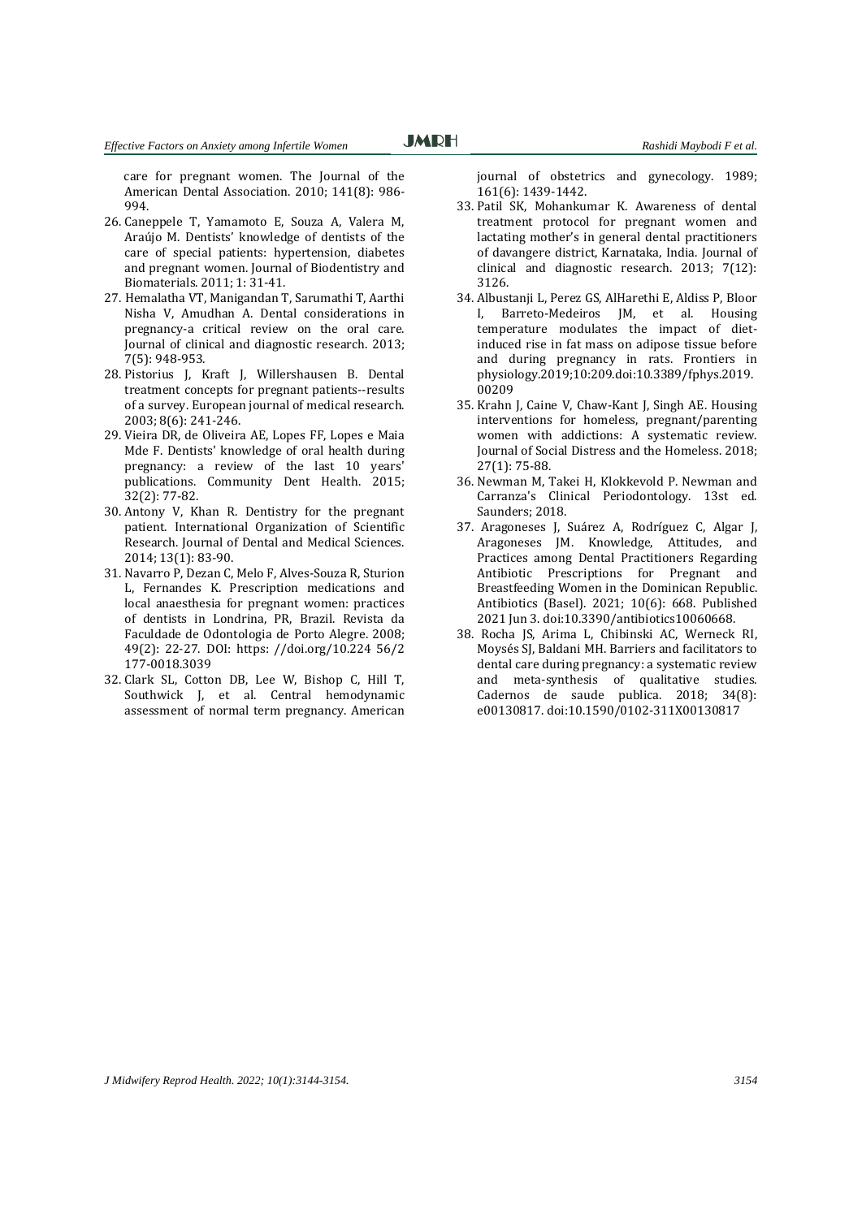care for pregnant women. The Journal of the American Dental Association. 2010; 141(8): 986-994.

26. Caneppele T, Yamamoto E, Souza A, Valera M, Araújo M. Dentists' knowledge of dentists of the care of special patients: hypertension, diabetes and pregnant women. Journal of Biodentistry and Biomaterials. 2011; 1: 31-41.
27. Hemalatha VT, Manigandan T, Sarumathi T, Aarthi Nisha V, Amudhan A. Dental considerations in pregnancy-a critical review on the oral care. Journal of clinical and diagnostic research. 2013; 7(5): 948-953.
28. Pistorius J, Kraft J, Willershausen B. Dental treatment concepts for pregnant patients--results of a survey. European journal of medical research. 2003; 8(6): 241-246.
29. Vieira DR, de Oliveira AE, Lopes FF, Lopes e Maia Mde F. Dentists' knowledge of oral health during pregnancy: a review of the last 10 years' publications. Community Dent Health. 2015; 32(2): 77-82.
30. Antony V, Khan R. Dentistry for the pregnant patient. International Organization of Scientific Research. Journal of Dental and Medical Sciences. 2014; 13(1): 83-90.
31. Navarro P, Dezan C, Melo F, Alves-Souza R, Sturion L, Fernandes K. Prescription medications and local anaesthesia for pregnant women: practices of dentists in Londrina, PR, Brazil. Revista da Faculdade de Odontologia de Porto Alegre. 2008; 49(2): 22-27. DOI: https: //doi.org/10.224 56/2 177-0018.3039
32. Clark SL, Cotton DB, Lee W, Bishop C, Hill T, Southwick J, et al. Central hemodynamic assessment of normal term pregnancy. American journal of obstetrics and gynecology. 1989; 161(6): 1439-1442.
33. Patil SK, Mohankumar K. Awareness of dental treatment protocol for pregnant women and lactating mother's in general dental practitioners of davangere district, Karnataka, India. Journal of clinical and diagnostic research. 2013; 7(12): 3126.
34. Albustanji L, Perez GS, AlHarethi E, Aldiss P, Bloor I, Barreto-Medeiros JM, et al. Housing temperature modulates the impact of diet-induced rise in fat mass on adipose tissue before and during pregnancy in rats. Frontiers in physiology.2019;10:209.doi:10.3389/fphys.2019.00209
35. Krahn J, Caine V, Chaw-Kant J, Singh AE. Housing interventions for homeless, pregnant/parenting women with addictions: A systematic review. Journal of Social Distress and the Homeless. 2018; 27(1): 75-88.
36. Newman M, Takei H, Klokkevold P. Newman and Carranza's Clinical Periodontology. 13st ed. Saunders; 2018.
37. Aragoneses J, Suárez A, Rodríguez C, Algar J, Aragoneses JM. Knowledge, Attitudes, and Practices among Dental Practitioners Regarding Antibiotic Prescriptions for Pregnant and Breastfeeding Women in the Dominican Republic. Antibiotics (Basel). 2021; 10(6): 668. Published 2021 Jun 3. doi:10.3390/antibiotics10060668.
38. Rocha JS, Arima L, Chibinski AC, Werneck RI, Moysés SJ, Baldani MH. Barriers and facilitators to dental care during pregnancy: a systematic review and meta-synthesis of qualitative studies. Cadernos de saude publica. 2018; 34(8): e00130817. doi:10.1590/0102-311X00130817